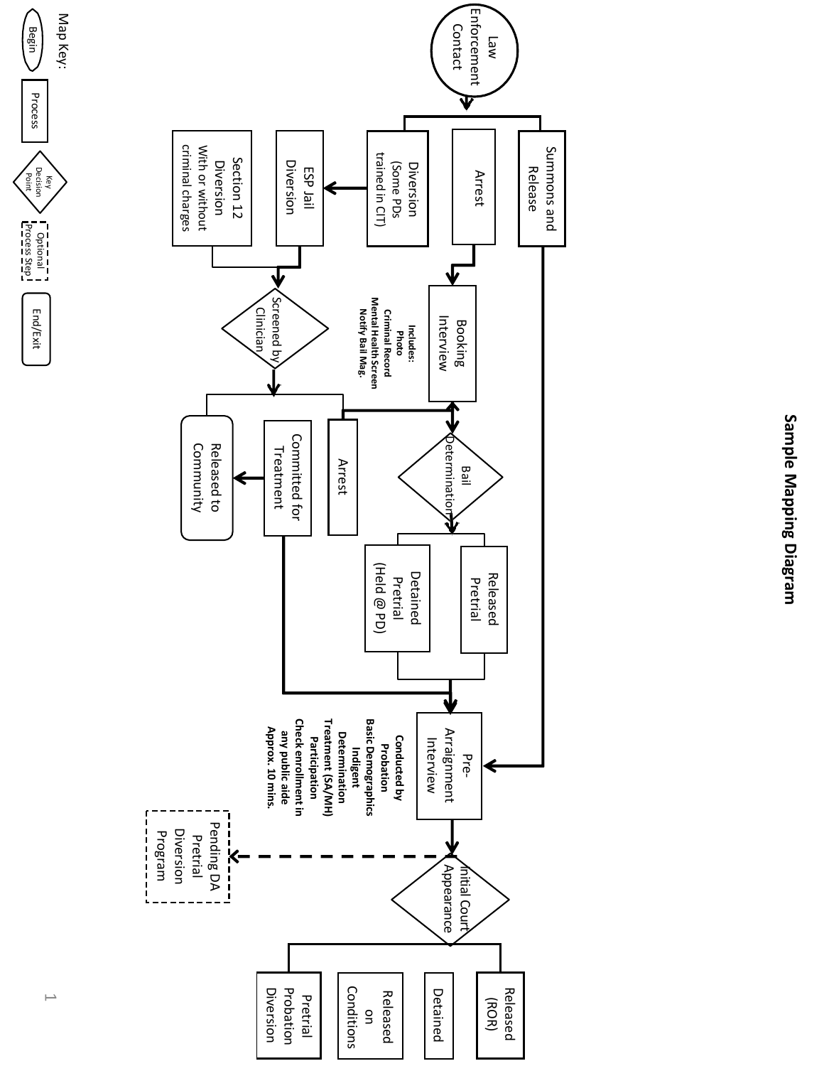# Sample Mapping Diagram

Law Enforcement Contact

Summons and Release

Arrest

Diversion (Some PDs trained in CIT)

ESP Jail Diversion

Section 12 Diversion With or without criminal charges

Booking Interview

**Includes:**
**Photo**
**Criminal Record**
**Mental Health Screen**
**Notify Bail Mag.**

Screened by Clinician

Bail Determination

Arrest

Committed for Treatment

Released to Community

Released Pretrial

Detained Pretrial (Held @ PD)

Pre-Arraignment Interview

**Conducted by Probation**
**Basic Demographics**
**Indigent Determination**
**Treatment (SA/MH) Participation**
**Check enrollment in any public aide**
**Approx. 10 mins.**

Initial Court Appearance

Pending DA Pretrial Diversion Program

Released (ROR)

Detained

Released on Conditions

Pretrial Probation Diversion

Map Key:

Begin

Process

Key Decision Point

Optional Process Step

End/Exit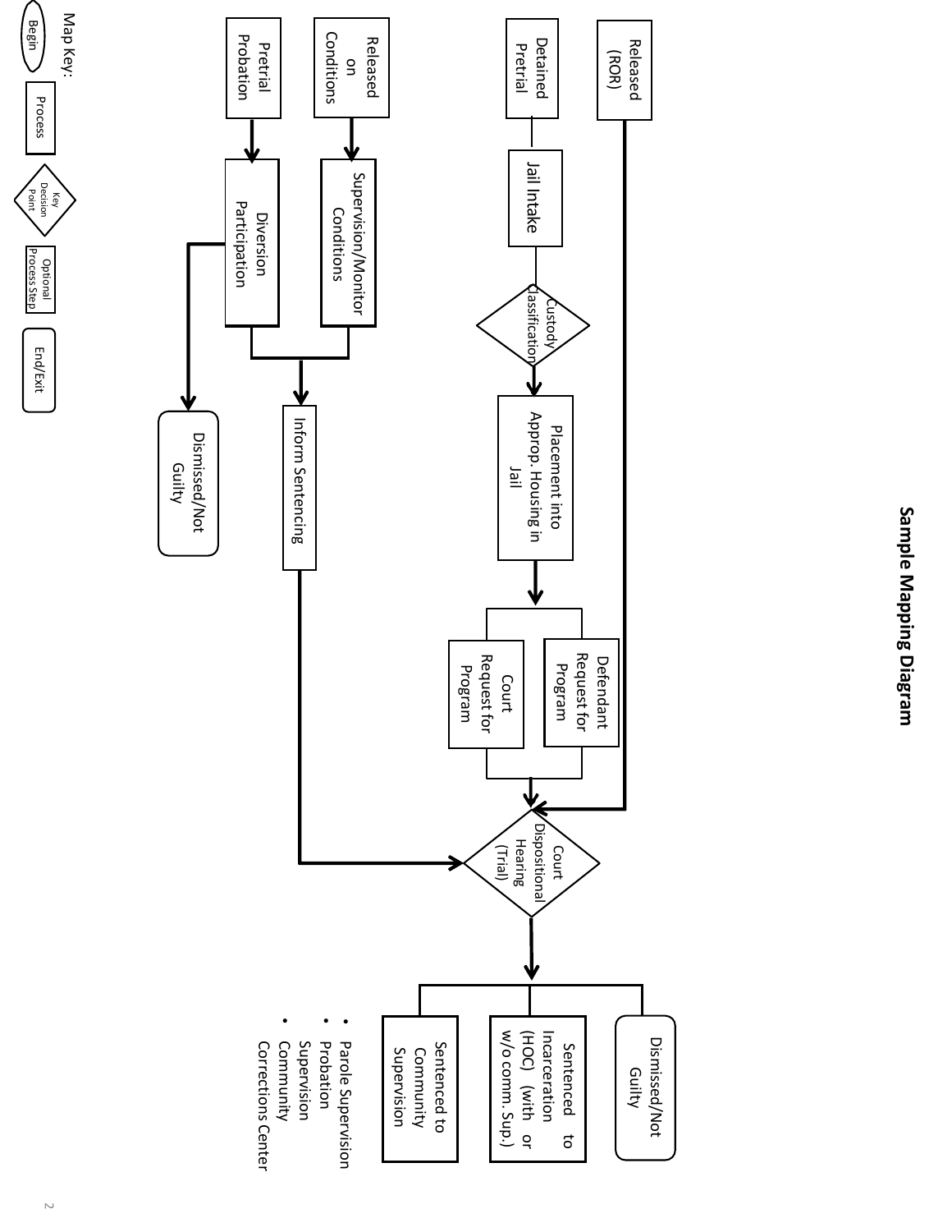# Sample Mapping Diagram

- Released (ROR) → Court Dispositional Hearing (Trial)
- Detained Pretrial → Jail Intake → Custody Classification → Placement into Approp. Housing in Jail → Defendant Request for Program / Court Request for Program → Court Dispositional Hearing (Trial)
- Released on Conditions → Supervision/Monitor Conditions → Inform Sentencing → Court Dispositional Hearing (Trial)
- Pretrial Probation → Diversion Participation → Inform Sentencing; Diversion Participation → Dismissed/Not Guilty

Court Dispositional Hearing (Trial) →

- Dismissed/Not Guilty
- Sentenced to Incarceration (HOC) (with or w/o comm. Sup.)
- Sentenced to Community Supervision
  - Parole Supervision
  - Probation Supervision
  - Community Corrections Center

Map Key:

- Begin
- Process
- Key Decision Point
- Optional Process Step
- End/Exit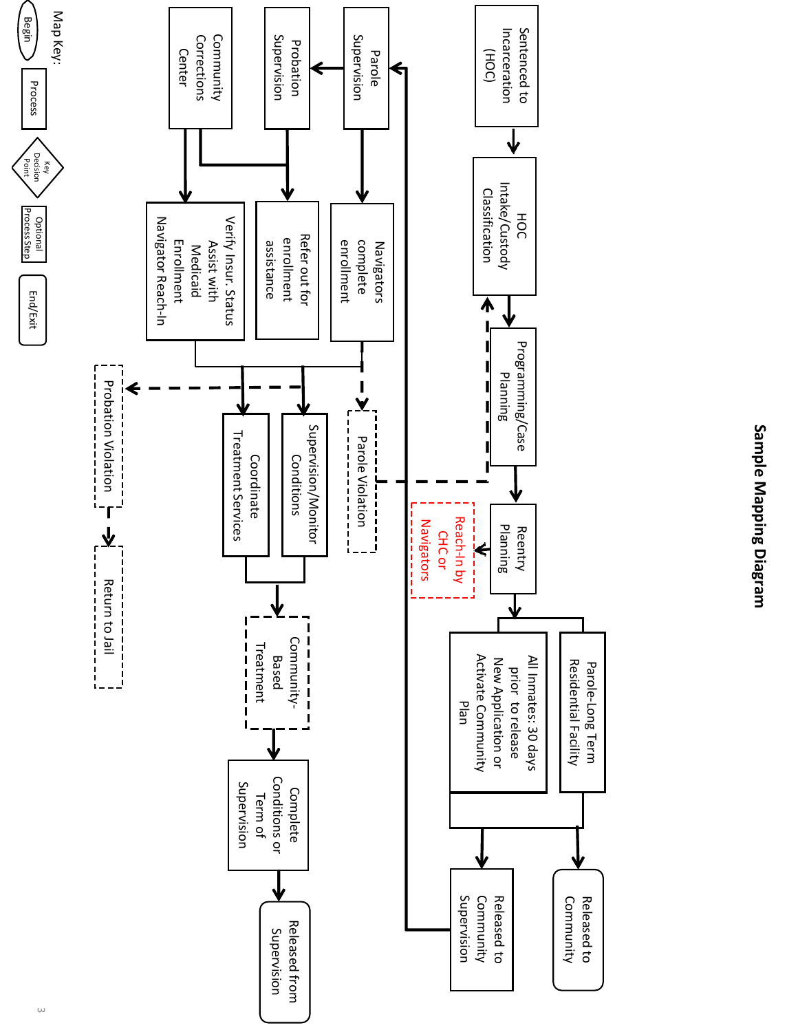# Sample Mapping Diagram

Sentenced to Incarceration (HOC)

HOC Intake/Custody Classification

Programming/Case Planning

Reentry Planning

Reach-In by CHC or Navigators

Parole-Long Term Residential Facility

All Inmates: 30 days prior to release New Application or Activate Community Plan

Released to Community

Released to Community Supervision

Parole Supervision

Probation Supervision

Community Corrections Center

Navigators complete enrollment

Refer out for enrollment assistance

Verify Insur. Status Assist with Medicaid Enrollment Navigator Reach-In

Parole Violation

Supervision/Monitor Conditions

Coordinate Treatment Services

Probation Violation

Return to Jail

Community-Based Treatment

Complete Conditions or Term of Supervision

Released from Supervision

Map Key:

Begin

Process

Key Decision Point

Optional Process Step

End/Exit